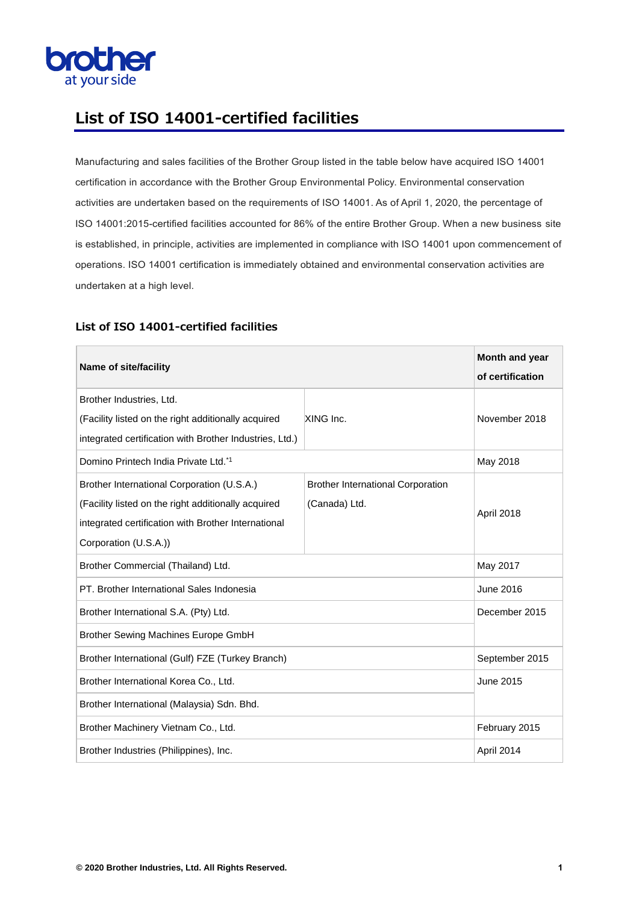# List of ISO 14001-certified facilities

Manufacturing and sales facilities of the Brother Group listed in the table below have acquired ISO 14001 certification in accordance with the Brother Group Environmental Policy. Environmental conservation activities are undertaken based on the requirements of ISO 14001. As of April 1, 2020, the percentage of ISO 14001:2015-certified facilities accounted for 86% of the entire Brother Group. When a new business site is established, in principle, activities are implemented in compliance with ISO 14001 upon commencement of operations. ISO 14001 certification is immediately obtained and environmental conservation activities are undertaken at a high level.

## List of ISO 14001-certified facilities

| Name of site/facility | | Month and year of certification |
|---|---|---|
| Brother Industries, Ltd. (Facility listed on the right additionally acquired integrated certification with Brother Industries, Ltd.) | XING Inc. | November 2018 |
| Domino Printech India Private Ltd.*1 | | May 2018 |
| Brother International Corporation (U.S.A.) (Facility listed on the right additionally acquired integrated certification with Brother International Corporation (U.S.A.)) | Brother International Corporation (Canada) Ltd. | April 2018 |
| Brother Commercial (Thailand) Ltd. | | May 2017 |
| PT. Brother International Sales Indonesia | | June 2016 |
| Brother International S.A. (Pty) Ltd. | | December 2015 |
| Brother Sewing Machines Europe GmbH | | |
| Brother International (Gulf) FZE (Turkey Branch) | | September 2015 |
| Brother International Korea Co., Ltd. | | June 2015 |
| Brother International (Malaysia) Sdn. Bhd. | | |
| Brother Machinery Vietnam Co., Ltd. | | February 2015 |
| Brother Industries (Philippines), Inc. | | April 2014 |

© 2020 Brother Industries, Ltd. All Rights Reserved.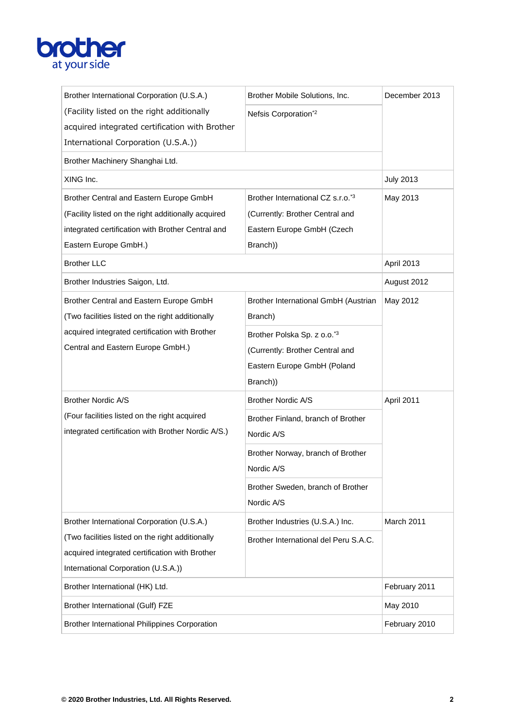| | | |
|---|---|---|
| Brother International Corporation (U.S.A.) (Facility listed on the right additionally acquired integrated certification with Brother International Corporation (U.S.A.)) | Brother Mobile Solutions, Inc. | December 2013 |
| | Nefsis Corporation[*2] | |
| Brother Machinery Shanghai Ltd. | | |
| XING Inc. | | July 2013 |
| Brother Central and Eastern Europe GmbH (Facility listed on the right additionally acquired integrated certification with Brother Central and Eastern Europe GmbH.) | Brother International CZ s.r.o.[*3] (Currently: Brother Central and Eastern Europe GmbH (Czech Branch)) | May 2013 |
| Brother LLC | | April 2013 |
| Brother Industries Saigon, Ltd. | | August 2012 |
| Brother Central and Eastern Europe GmbH (Two facilities listed on the right additionally acquired integrated certification with Brother Central and Eastern Europe GmbH.) | Brother International GmbH (Austrian Branch) | May 2012 |
| | Brother Polska Sp. z o.o.[*3] (Currently: Brother Central and Eastern Europe GmbH (Poland Branch)) | |
| Brother Nordic A/S (Four facilities listed on the right acquired integrated certification with Brother Nordic A/S.) | Brother Nordic A/S | April 2011 |
| | Brother Finland, branch of Brother Nordic A/S | |
| | Brother Norway, branch of Brother Nordic A/S | |
| | Brother Sweden, branch of Brother Nordic A/S | |
| Brother International Corporation (U.S.A.) (Two facilities listed on the right additionally acquired integrated certification with Brother International Corporation (U.S.A.)) | Brother Industries (U.S.A.) Inc. | March 2011 |
| | Brother International del Peru S.A.C. | |
| Brother International (HK) Ltd. | | February 2011 |
| Brother International (Gulf) FZE | | May 2010 |
| Brother International Philippines Corporation | | February 2010 |

**© 2020 Brother Industries, Ltd. All Rights Reserved.**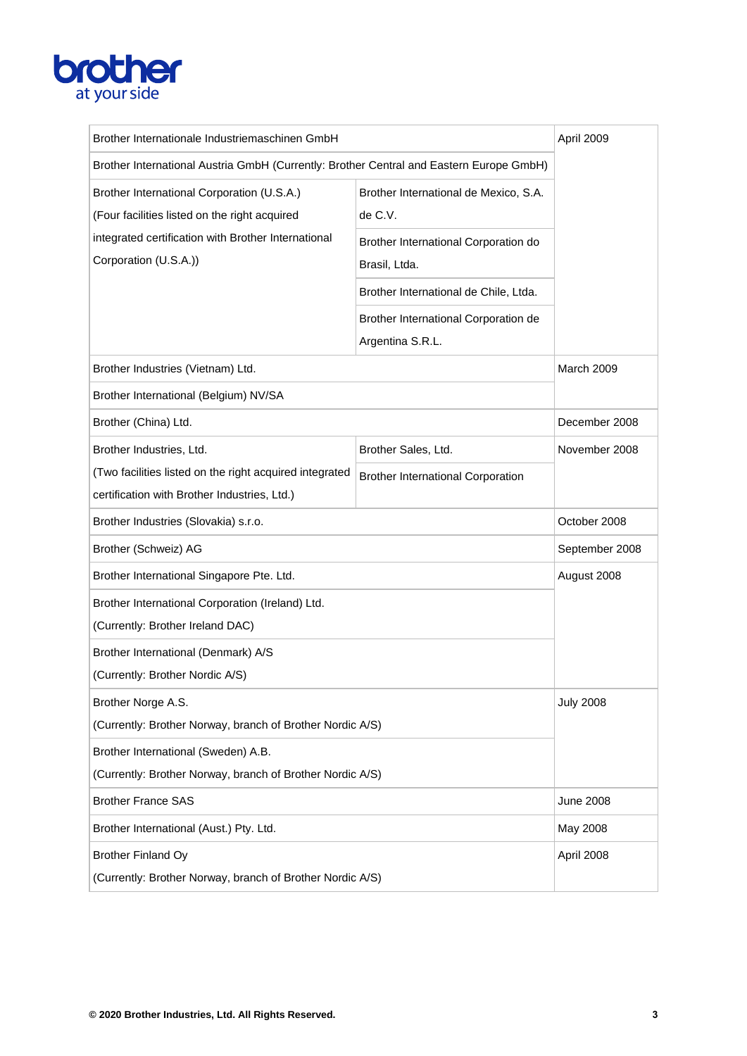| Company | | Date |
|---|---|---|
| Brother Internationale Industriemaschinen GmbH | | April 2009 |
| Brother International Austria GmbH (Currently: Brother Central and Eastern Europe GmbH) | | |
| Brother International Corporation (U.S.A.) (Four facilities listed on the right acquired integrated certification with Brother International Corporation (U.S.A.)) | Brother International de Mexico, S.A. de C.V. | |
| | Brother International Corporation do Brasil, Ltda. | |
| | Brother International de Chile, Ltda. | |
| | Brother International Corporation de Argentina S.R.L. | |
| Brother Industries (Vietnam) Ltd. | | March 2009 |
| Brother International (Belgium) NV/SA | | |
| Brother (China) Ltd. | | December 2008 |
| Brother Industries, Ltd. (Two facilities listed on the right acquired integrated certification with Brother Industries, Ltd.) | Brother Sales, Ltd. | November 2008 |
| | Brother International Corporation | |
| Brother Industries (Slovakia) s.r.o. | | October 2008 |
| Brother (Schweiz) AG | | September 2008 |
| Brother International Singapore Pte. Ltd. | | August 2008 |
| Brother International Corporation (Ireland) Ltd. (Currently: Brother Ireland DAC) | | |
| Brother International (Denmark) A/S (Currently: Brother Nordic A/S) | | |
| Brother Norge A.S. (Currently: Brother Norway, branch of Brother Nordic A/S) | | July 2008 |
| Brother International (Sweden) A.B. (Currently: Brother Norway, branch of Brother Nordic A/S) | | |
| Brother France SAS | | June 2008 |
| Brother International (Aust.) Pty. Ltd. | | May 2008 |
| Brother Finland Oy (Currently: Brother Norway, branch of Brother Nordic A/S) | | April 2008 |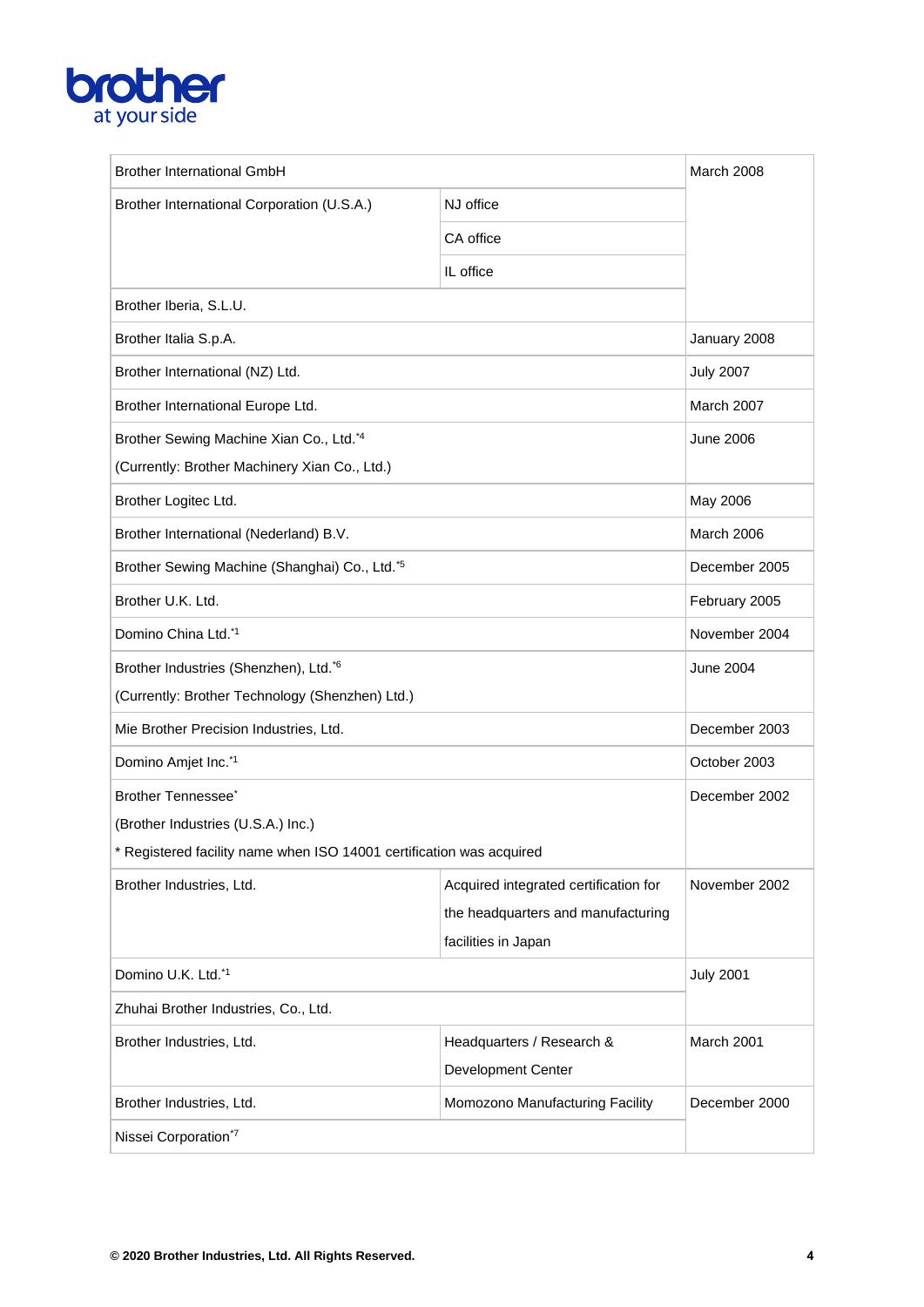| | | |
|---|---|---|
| Brother International GmbH | | March 2008 |
| Brother International Corporation (U.S.A.) | NJ office | |
| | CA office | |
| | IL office | |
| Brother Iberia, S.L.U. | | |
| Brother Italia S.p.A. | | January 2008 |
| Brother International (NZ) Ltd. | | July 2007 |
| Brother International Europe Ltd. | | March 2007 |
| Brother Sewing Machine Xian Co., Ltd.[*4]<br>(Currently: Brother Machinery Xian Co., Ltd.) | | June 2006 |
| Brother Logitec Ltd. | | May 2006 |
| Brother International (Nederland) B.V. | | March 2006 |
| Brother Sewing Machine (Shanghai) Co., Ltd.[*5] | | December 2005 |
| Brother U.K. Ltd. | | February 2005 |
| Domino China Ltd.[*1] | | November 2004 |
| Brother Industries (Shenzhen), Ltd.[*6]<br>(Currently: Brother Technology (Shenzhen) Ltd.) | | June 2004 |
| Mie Brother Precision Industries, Ltd. | | December 2003 |
| Domino Amjet Inc.[*1] | | October 2003 |
| Brother Tennessee[*]<br>(Brother Industries (U.S.A.) Inc.)<br>* Registered facility name when ISO 14001 certification was acquired | | December 2002 |
| Brother Industries, Ltd. | Acquired integrated certification for the headquarters and manufacturing facilities in Japan | November 2002 |
| Domino U.K. Ltd.[*1] | | July 2001 |
| Zhuhai Brother Industries, Co., Ltd. | | |
| Brother Industries, Ltd. | Headquarters / Research & Development Center | March 2001 |
| Brother Industries, Ltd. | Momozono Manufacturing Facility | December 2000 |
| Nissei Corporation[*7] | | |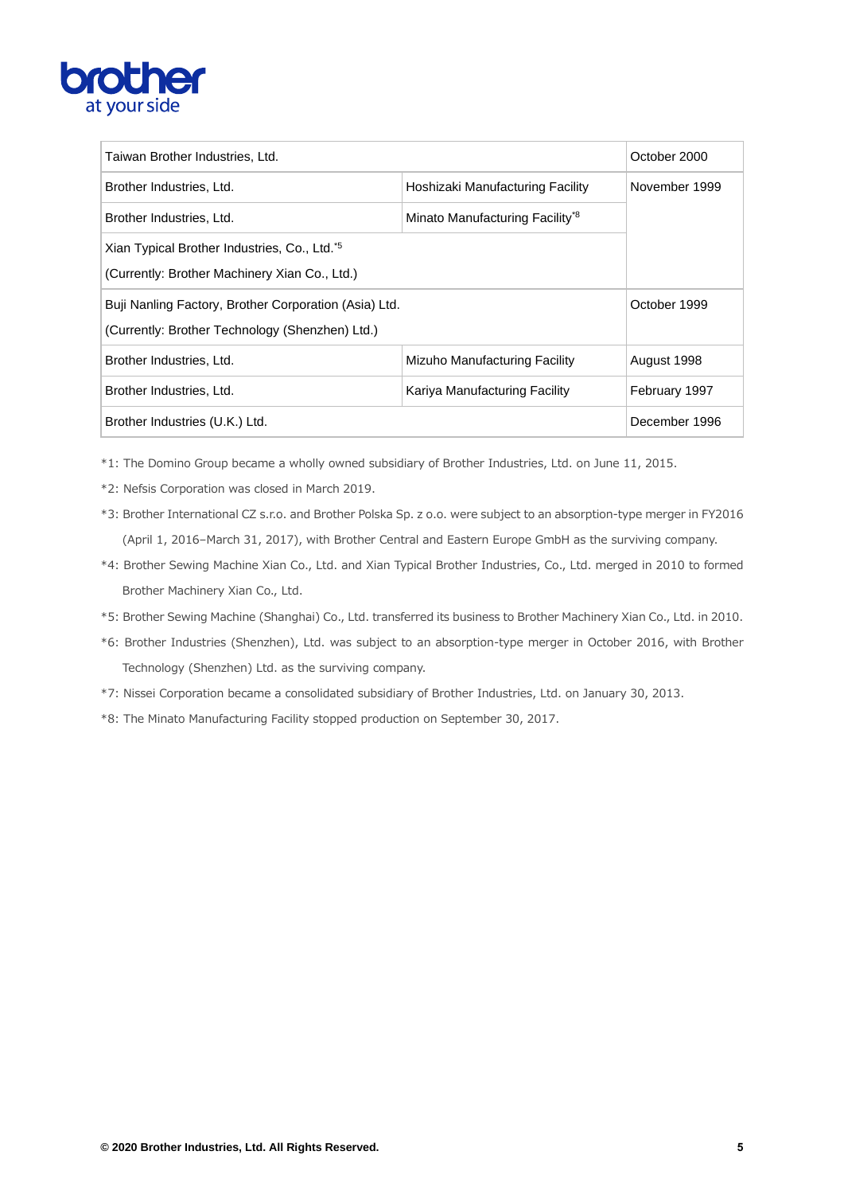| | | |
|---|---|---|
| Taiwan Brother Industries, Ltd. | | October 2000 |
| Brother Industries, Ltd. | Hoshizaki Manufacturing Facility | November 1999 |
| Brother Industries, Ltd. | Minato Manufacturing Facility[*8] | |
| Xian Typical Brother Industries, Co., Ltd.[*5] (Currently: Brother Machinery Xian Co., Ltd.) | | |
| Buji Nanling Factory, Brother Corporation (Asia) Ltd. (Currently: Brother Technology (Shenzhen) Ltd.) | | October 1999 |
| Brother Industries, Ltd. | Mizuho Manufacturing Facility | August 1998 |
| Brother Industries, Ltd. | Kariya Manufacturing Facility | February 1997 |
| Brother Industries (U.K.) Ltd. | | December 1996 |

*1: The Domino Group became a wholly owned subsidiary of Brother Industries, Ltd. on June 11, 2015.

*2: Nefsis Corporation was closed in March 2019.

*3: Brother International CZ s.r.o. and Brother Polska Sp. z o.o. were subject to an absorption-type merger in FY2016 (April 1, 2016–March 31, 2017), with Brother Central and Eastern Europe GmbH as the surviving company.

*4: Brother Sewing Machine Xian Co., Ltd. and Xian Typical Brother Industries, Co., Ltd. merged in 2010 to formed Brother Machinery Xian Co., Ltd.

*5: Brother Sewing Machine (Shanghai) Co., Ltd. transferred its business to Brother Machinery Xian Co., Ltd. in 2010.

*6: Brother Industries (Shenzhen), Ltd. was subject to an absorption-type merger in October 2016, with Brother Technology (Shenzhen) Ltd. as the surviving company.

*7: Nissei Corporation became a consolidated subsidiary of Brother Industries, Ltd. on January 30, 2013.

*8: The Minato Manufacturing Facility stopped production on September 30, 2017.

**© 2020 Brother Industries, Ltd. All Rights Reserved.**